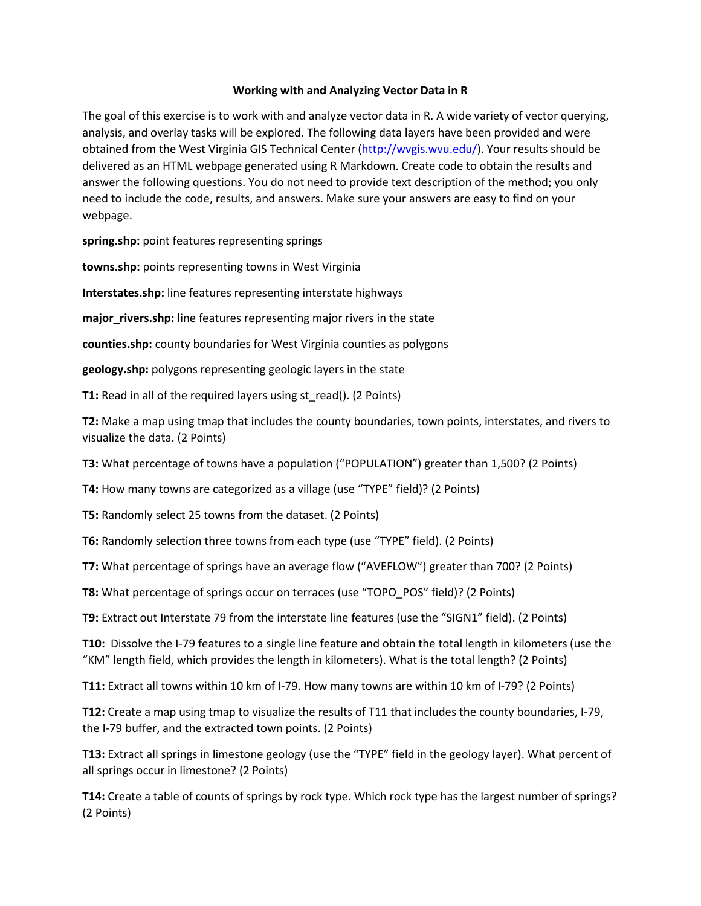# Working with and Analyzing Vector Data in R

The goal of this exercise is to work with and analyze vector data in R. A wide variety of vector querying, analysis, and overlay tasks will be explored. The following data layers have been provided and were obtained from the West Virginia GIS Technical Center (http://wvgis.wvu.edu/). Your results should be delivered as an HTML webpage generated using R Markdown. Create code to obtain the results and answer the following questions. You do not need to provide text description of the method; you only need to include the code, results, and answers. Make sure your answers are easy to find on your webpage.

**spring.shp:** point features representing springs

**towns.shp:** points representing towns in West Virginia

**Interstates.shp:** line features representing interstate highways

**major_rivers.shp:** line features representing major rivers in the state

**counties.shp:** county boundaries for West Virginia counties as polygons

**geology.shp:** polygons representing geologic layers in the state

**T1:** Read in all of the required layers using st_read(). (2 Points)

**T2:** Make a map using tmap that includes the county boundaries, town points, interstates, and rivers to visualize the data. (2 Points)

**T3:** What percentage of towns have a population ("POPULATION") greater than 1,500? (2 Points)

**T4:** How many towns are categorized as a village (use "TYPE" field)? (2 Points)

**T5:** Randomly select 25 towns from the dataset. (2 Points)

**T6:** Randomly selection three towns from each type (use "TYPE" field). (2 Points)

**T7:** What percentage of springs have an average flow ("AVEFLOW") greater than 700? (2 Points)

**T8:** What percentage of springs occur on terraces (use "TOPO_POS" field)? (2 Points)

**T9:** Extract out Interstate 79 from the interstate line features (use the "SIGN1" field). (2 Points)

**T10:** Dissolve the I-79 features to a single line feature and obtain the total length in kilometers (use the "KM" length field, which provides the length in kilometers). What is the total length? (2 Points)

**T11:** Extract all towns within 10 km of I-79. How many towns are within 10 km of I-79? (2 Points)

**T12:** Create a map using tmap to visualize the results of T11 that includes the county boundaries, I-79, the I-79 buffer, and the extracted town points. (2 Points)

**T13:** Extract all springs in limestone geology (use the "TYPE" field in the geology layer). What percent of all springs occur in limestone? (2 Points)

**T14:** Create a table of counts of springs by rock type. Which rock type has the largest number of springs? (2 Points)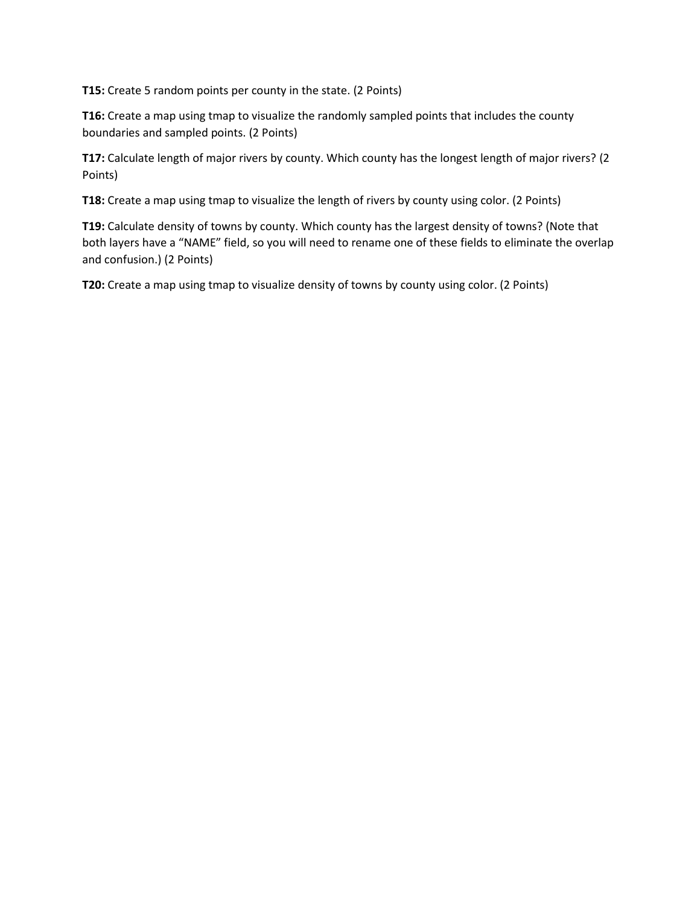**T15:** Create 5 random points per county in the state. (2 Points)

**T16:** Create a map using tmap to visualize the randomly sampled points that includes the county boundaries and sampled points. (2 Points)

**T17:** Calculate length of major rivers by county. Which county has the longest length of major rivers? (2 Points)

**T18:** Create a map using tmap to visualize the length of rivers by county using color. (2 Points)

**T19:** Calculate density of towns by county. Which county has the largest density of towns? (Note that both layers have a "NAME" field, so you will need to rename one of these fields to eliminate the overlap and confusion.) (2 Points)

**T20:** Create a map using tmap to visualize density of towns by county using color. (2 Points)